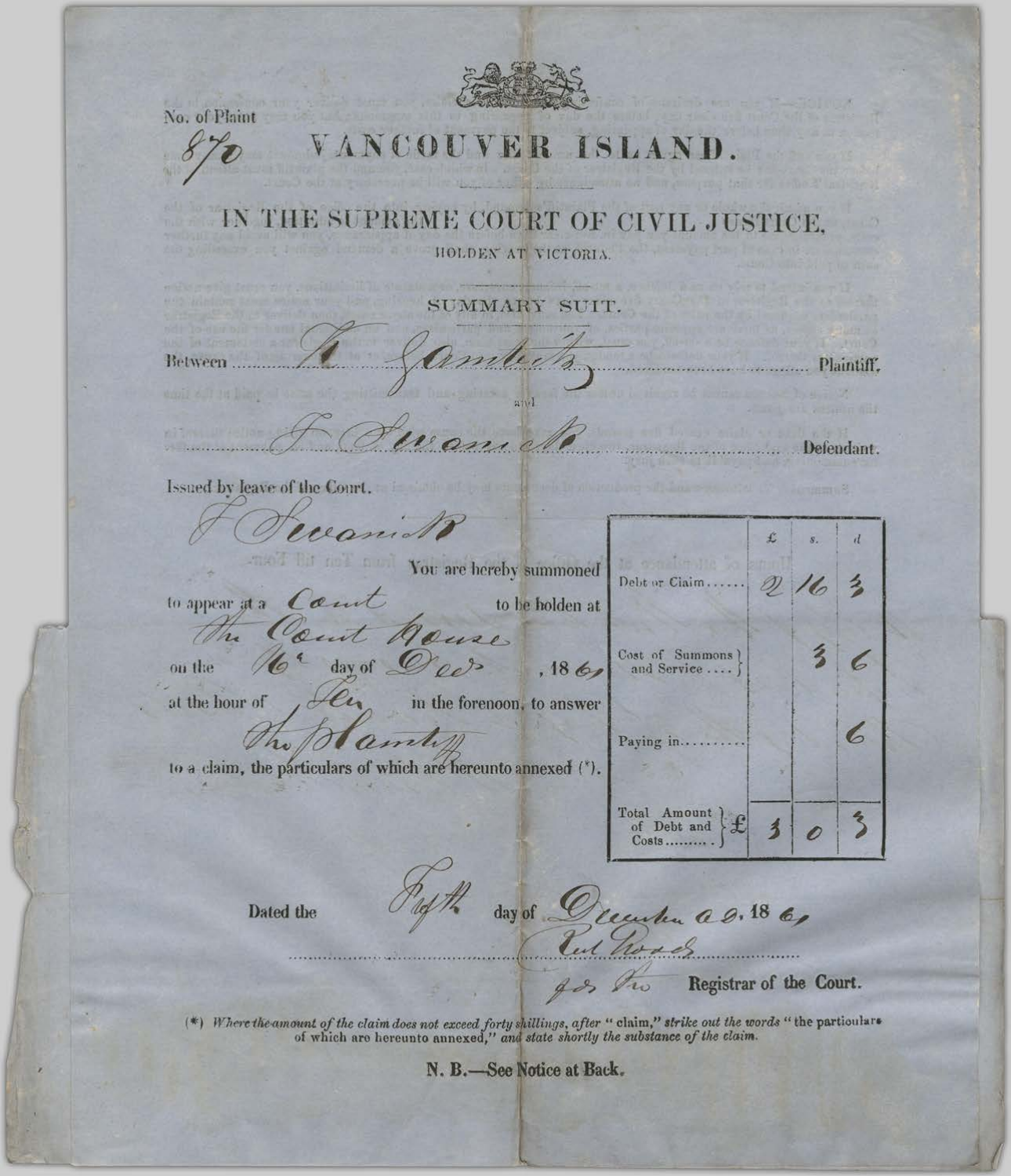No. of Plaint

870

# VANCOUVER ISLAND.

## IN THE SUPREME COURT OF CIVIL JUSTICE,

HOLDEN AT VICTORIA.

SUMMARY SUIT.

Between ......H. Gamletz...... Plaintiff,

and

......F. Swanick...... Defendant.

Issued by leave of the Court.

F. Swanick

You are hereby summoned to appear at a Court to be holden at the Court House on the 16th day of Dec, 1861, at the hour of Ten in the forenoon, to answer the Plaintiff to a claim, the particulars of which are hereunto annexed (*).

| | £ | s. | d |
|---|---|---|---|
| Debt or Claim...... | 2 | 16 | 3 |
| Cost of Summons and Service.... | | 3 | 6 |
| Paying in........ | | | 6 |
| Total Amount of Debt and Costs........ £ | 3 | 0 | 3 |

Dated the Fifth day of December A.D. 1861

Rich. Woods
for the Registrar of the Court.

(*) *Where the amount of the claim does not exceed forty shillings, after "claim," strike out the words "the particulars of which are hereunto annexed," and state shortly the substance of the claim.*

**N. B.—See Notice at Back.**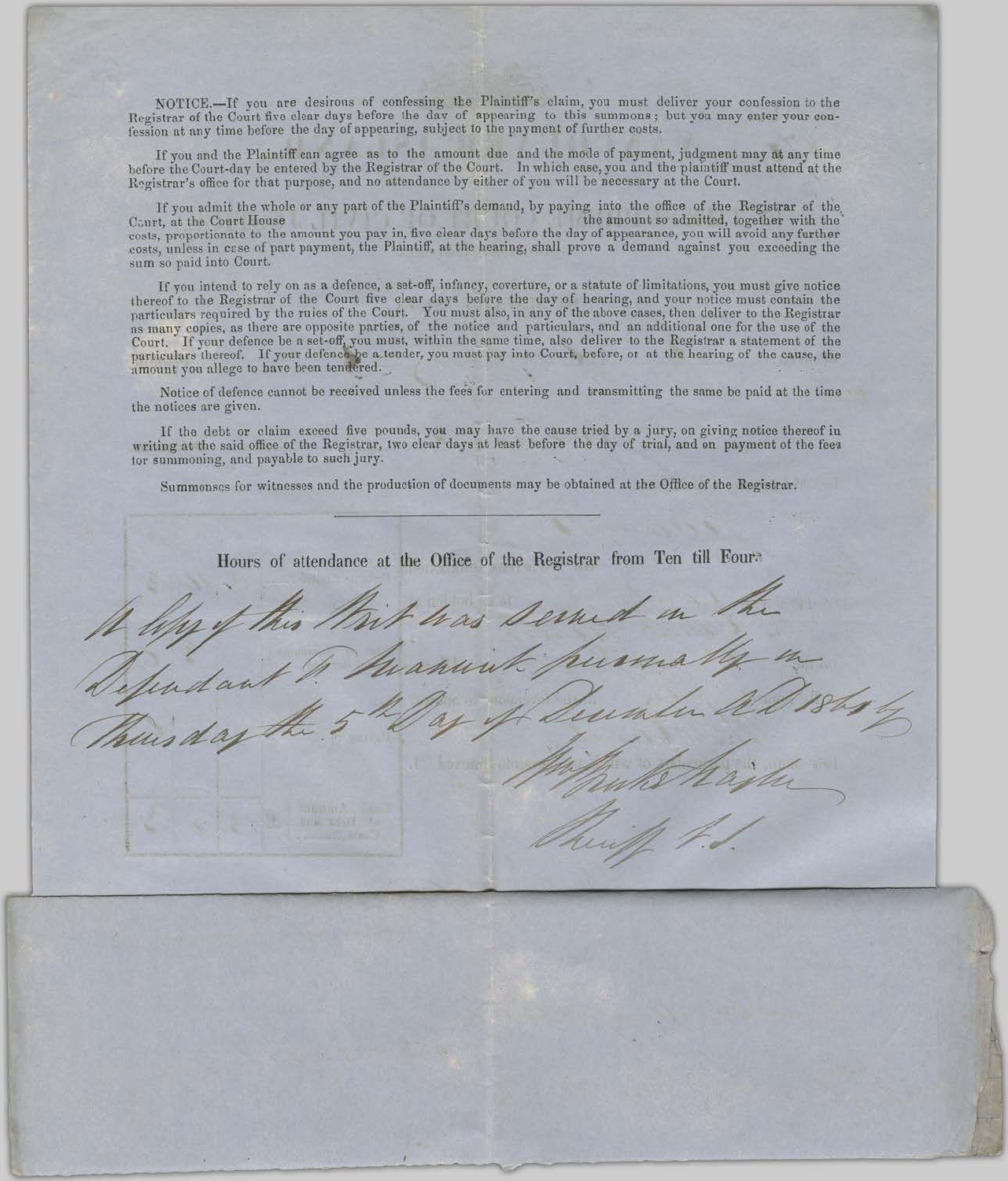NOTICE.—If you are desirous of confessing the Plaintiff's claim, you must deliver your confession to the Registrar of the Court five clear days before the day of appearing to this summons; but you may enter your confession at any time before the day of appearing, subject to the payment of further costs.

If you and the Plaintiff can agree as to the amount due and the mode of payment, judgment may at any time before the Court-day be entered by the Registrar of the Court. In which case, you and the plaintiff must attend at the Registrar's office for that purpose, and no attendance by either of you will be necessary at the Court.

If you admit the whole or any part of the Plaintiff's demand, by paying into the office of the Registrar of the Court, at the Court House the amount so admitted, together with the costs, proportionate to the amount you pay in, five clear days before the day of appearance, you will avoid any further costs, unless in case of part payment, the Plaintiff, at the hearing, shall prove a demand against you exceeding the sum so paid into Court.

If you intend to rely on as a defence, a set-off, infancy, coverture, or a statute of limitations, you must give notice thereof to the Registrar of the Court five clear days before the day of hearing, and your notice must contain the particulars required by the rules of the Court. You must also, in any of the above cases, then deliver to the Registrar as many copies, as there are opposite parties, of the notice and particulars, and an additional one for the use of the Court. If your defence be a set-off, you must, within the same time, also deliver to the Registrar a statement of the particulars thereof. If your defence be a tender, you must pay into Court, before, or at the hearing of the cause, the amount you allege to have been tendered.

Notice of defence cannot be received unless the fees for entering and transmitting the same be paid at the time the notices are given.

If the debt or claim exceed five pounds, you may have the cause tried by a jury, on giving notice thereof in writing at the said office of the Registrar, two clear days at least before the day of trial, and on payment of the fees for summoning, and payable to such jury.

Summonses for witnesses and the production of documents may be obtained at the Office of the Registrar.

---

Hours of attendance at the Office of the Registrar from Ten till Four.

*A Copy of this Writ was served on the Defendant T. Maund personally on Thursday the 5th Day of December A.D. 1860 by*

*Wm Burke Naylor*
*Sheriff T.S.*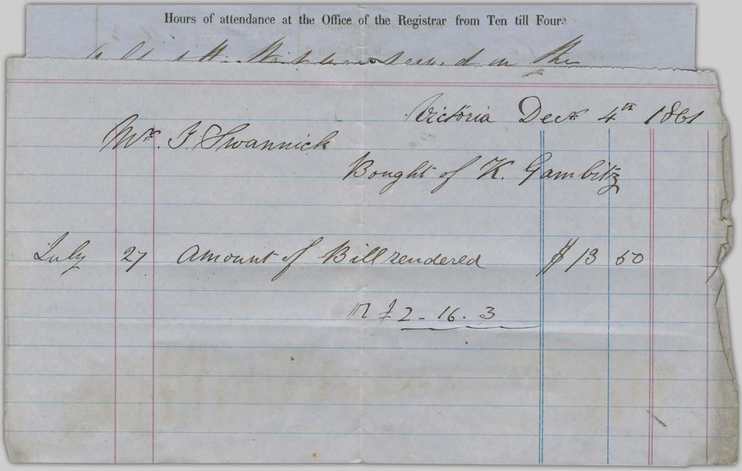Hours of attendance at the Office of the Registrar from Ten till Four.

Victoria Decr 4th 1861

Mr. J. Swannick

Bought of K. Gambitz

| | | | | |
|---|---|---|---|---|
| July | 27 | Amount of Bill rendered | $13 | 60 |
| | | £2-16.3 | | |